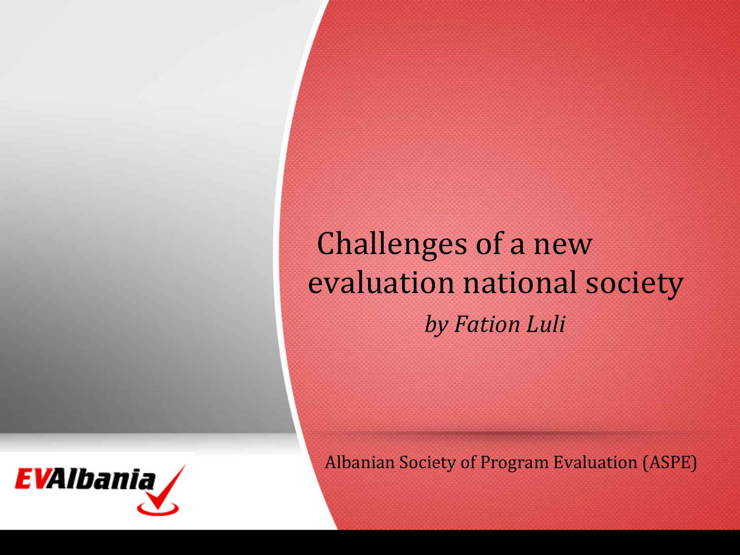# Challenges of a new evaluation national society

*by Fation Luli*

EVAlbania

Albanian Society of Program Evaluation (ASPE)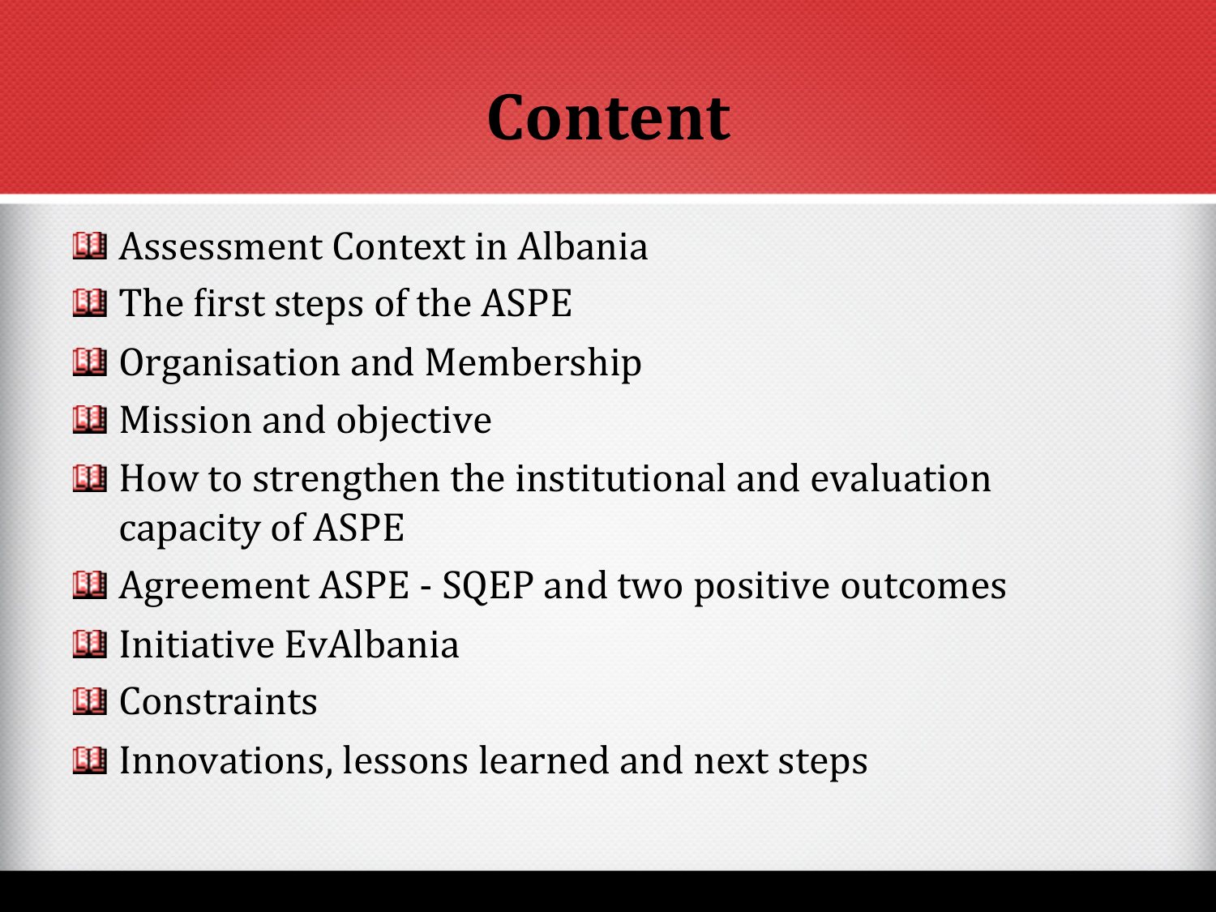# Content

- Assessment Context in Albania
- The first steps of the ASPE
- Organisation and Membership
- Mission and objective
- How to strengthen the institutional and evaluation capacity of ASPE
- Agreement ASPE - SQEP and two positive outcomes
- Initiative EvAlbania
- Constraints
- Innovations, lessons learned and next steps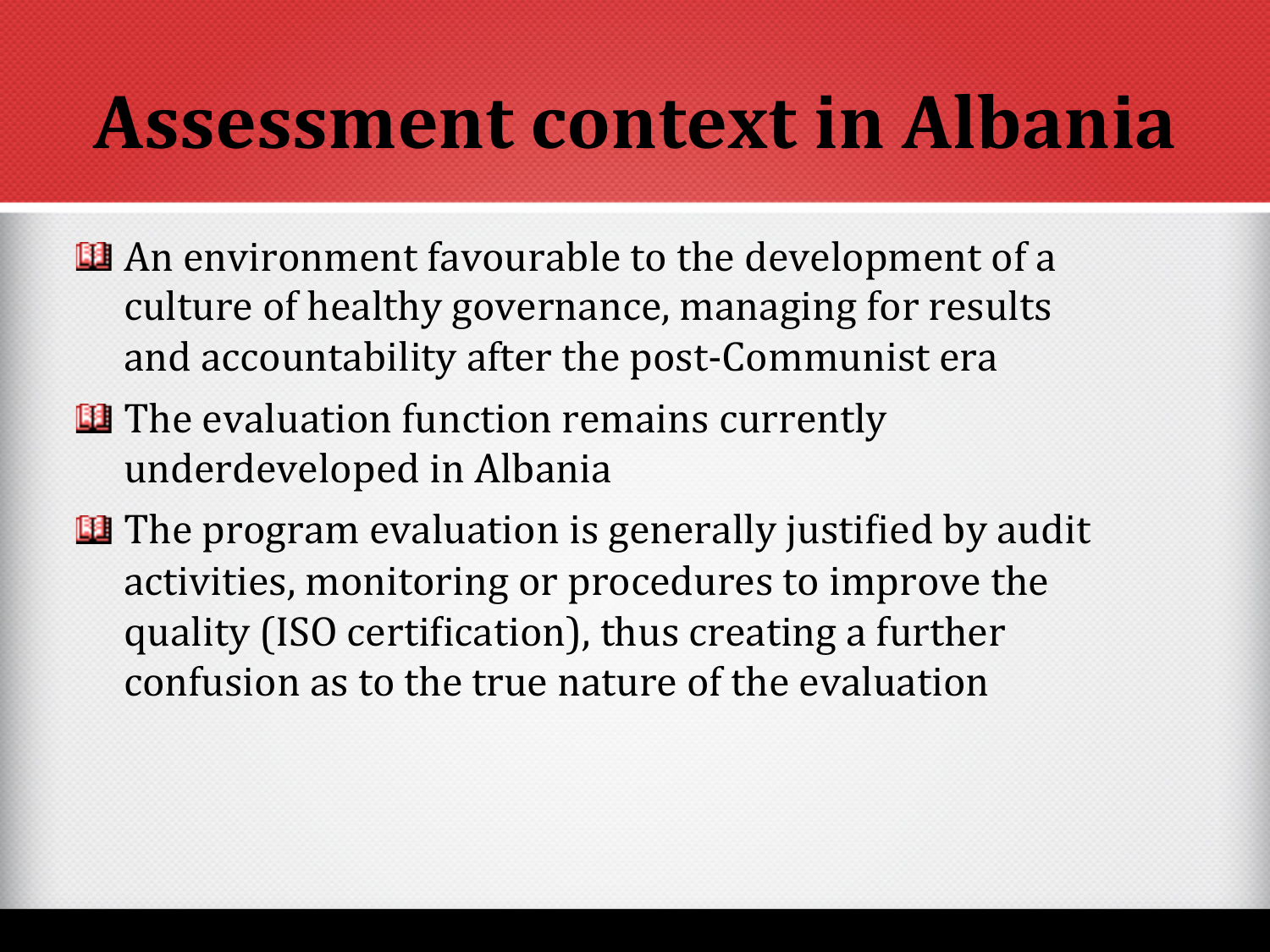# Assessment context in Albania

- An environment favourable to the development of a culture of healthy governance, managing for results and accountability after the post-Communist era
- The evaluation function remains currently underdeveloped in Albania
- The program evaluation is generally justified by audit activities, monitoring or procedures to improve the quality (ISO certification), thus creating a further confusion as to the true nature of the evaluation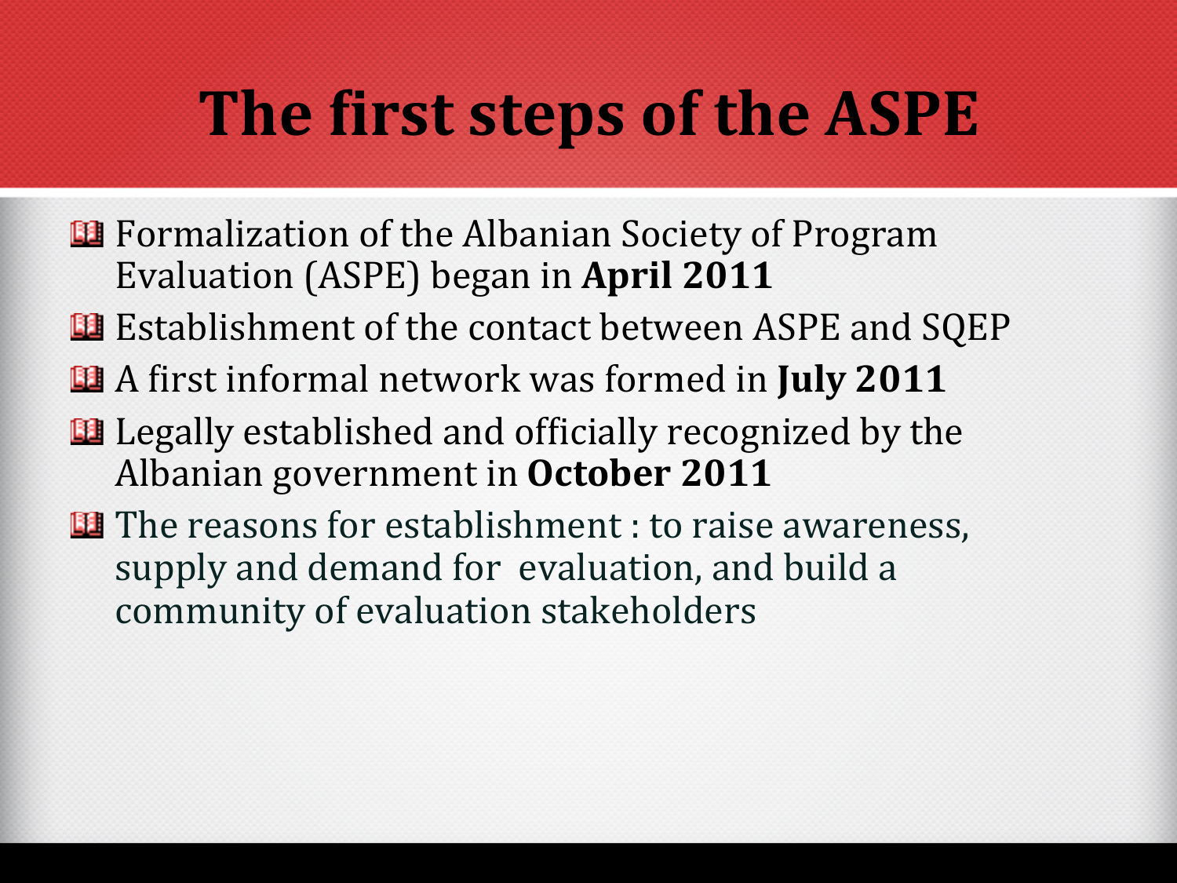# The first steps of the ASPE

- Formalization of the Albanian Society of Program Evaluation (ASPE) began in **April 2011**
- Establishment of the contact between ASPE and SQEP
- A first informal network was formed in **July 2011**
- Legally established and officially recognized by the Albanian government in **October 2011**
- The reasons for establishment : to raise awareness, supply and demand for evaluation, and build a community of evaluation stakeholders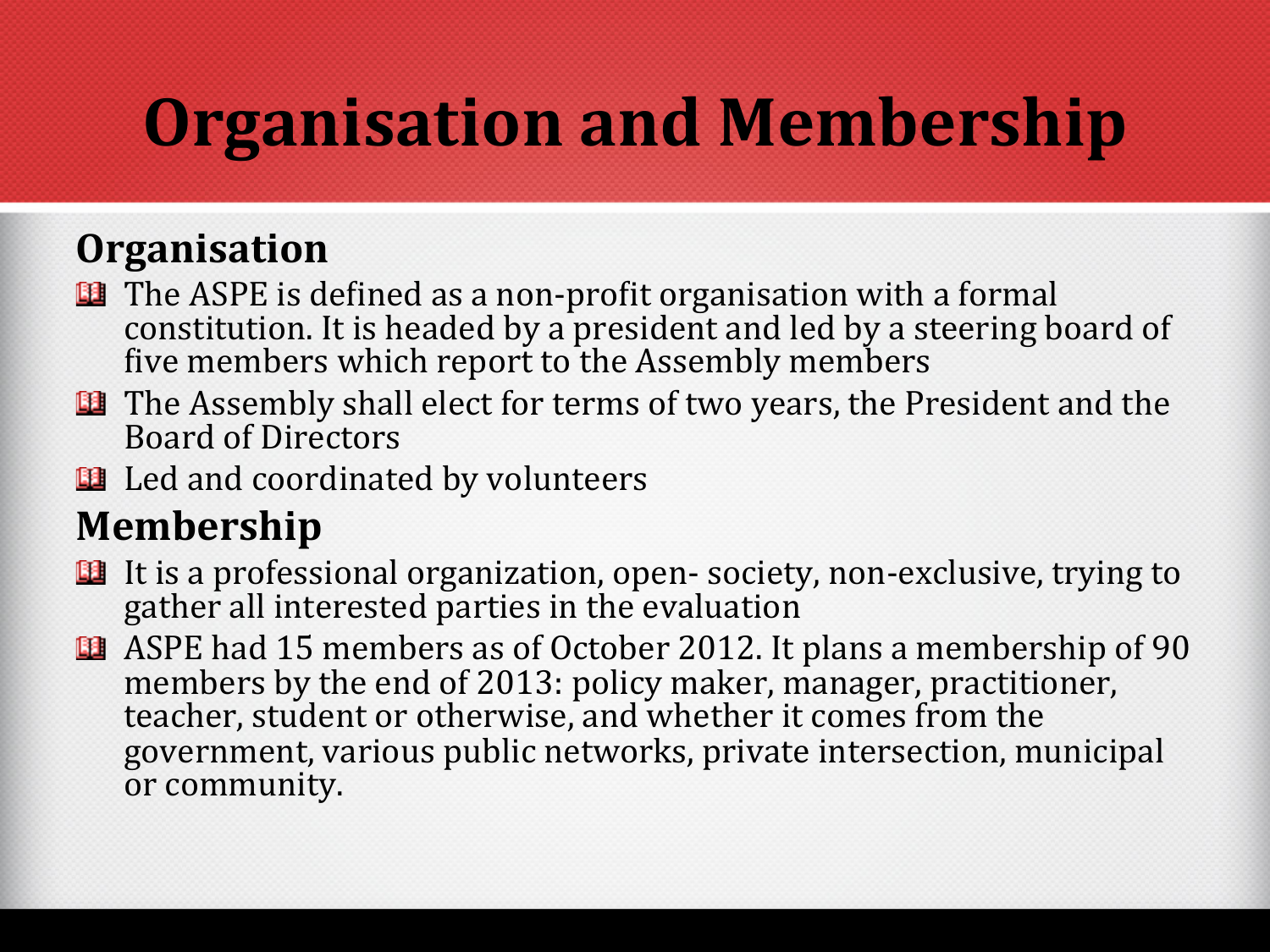# Organisation and Membership

## Organisation

- The ASPE is defined as a non-profit organisation with a formal constitution. It is headed by a president and led by a steering board of five members which report to the Assembly members
- The Assembly shall elect for terms of two years, the President and the Board of Directors
- Led and coordinated by volunteers

## Membership

- It is a professional organization, open- society, non-exclusive, trying to gather all interested parties in the evaluation
- ASPE had 15 members as of October 2012. It plans a membership of 90 members by the end of 2013: policy maker, manager, practitioner, teacher, student or otherwise, and whether it comes from the government, various public networks, private intersection, municipal or community.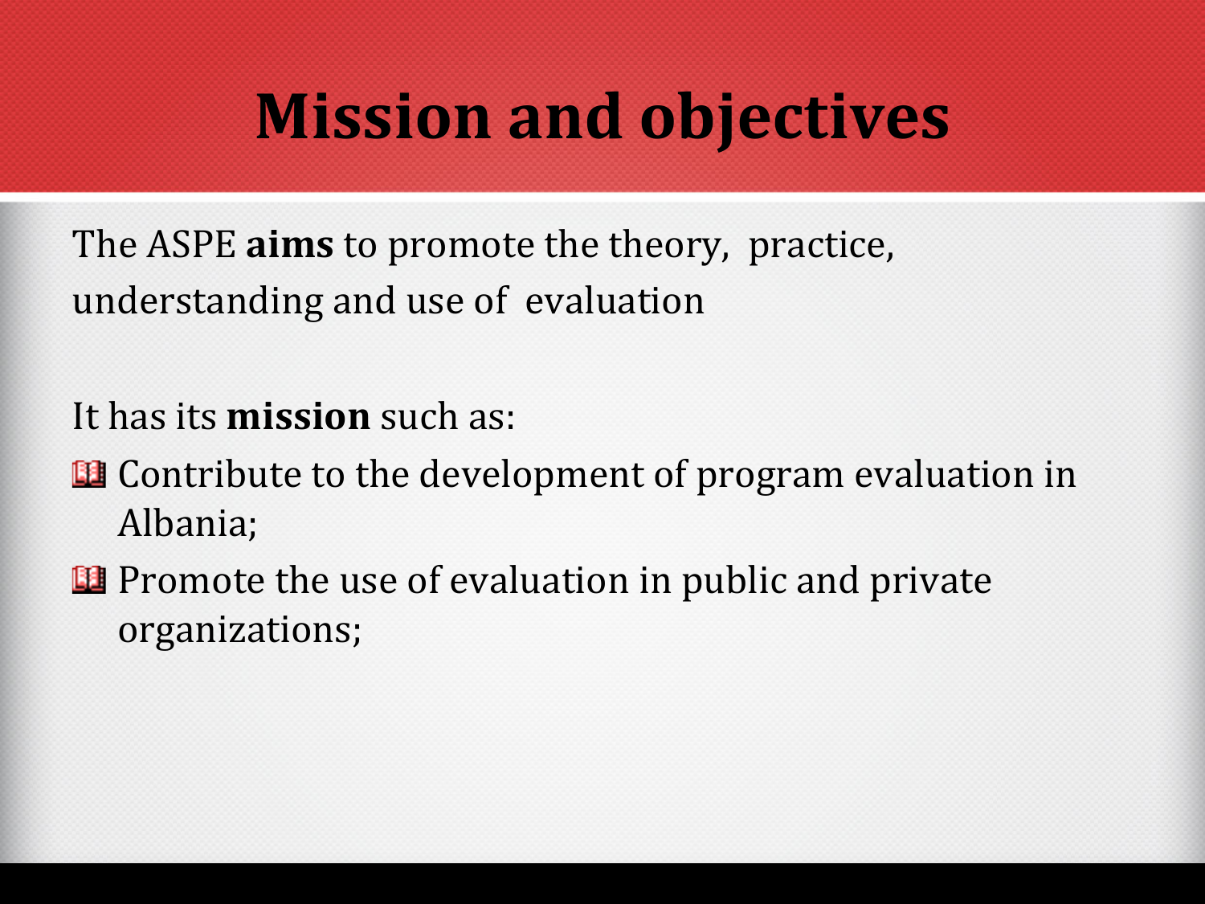# Mission and objectives

The ASPE **aims** to promote the theory, practice, understanding and use of evaluation

It has its **mission** such as:

- Contribute to the development of program evaluation in Albania;
- Promote the use of evaluation in public and private organizations;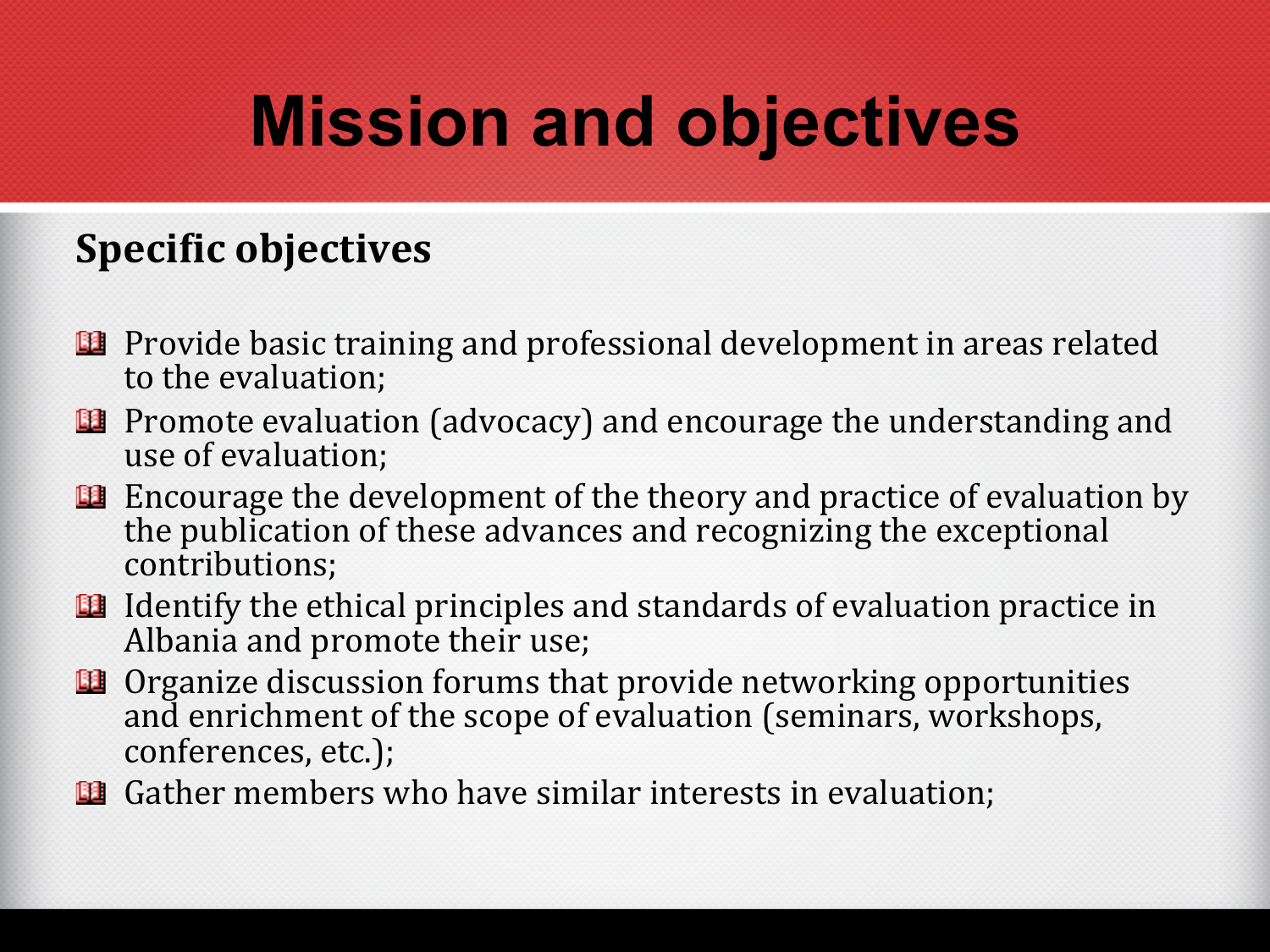# Mission and objectives

## Specific objectives

- Provide basic training and professional development in areas related to the evaluation;
- Promote evaluation (advocacy) and encourage the understanding and use of evaluation;
- Encourage the development of the theory and practice of evaluation by the publication of these advances and recognizing the exceptional contributions;
- Identify the ethical principles and standards of evaluation practice in Albania and promote their use;
- Organize discussion forums that provide networking opportunities and enrichment of the scope of evaluation (seminars, workshops, conferences, etc.);
- Gather members who have similar interests in evaluation;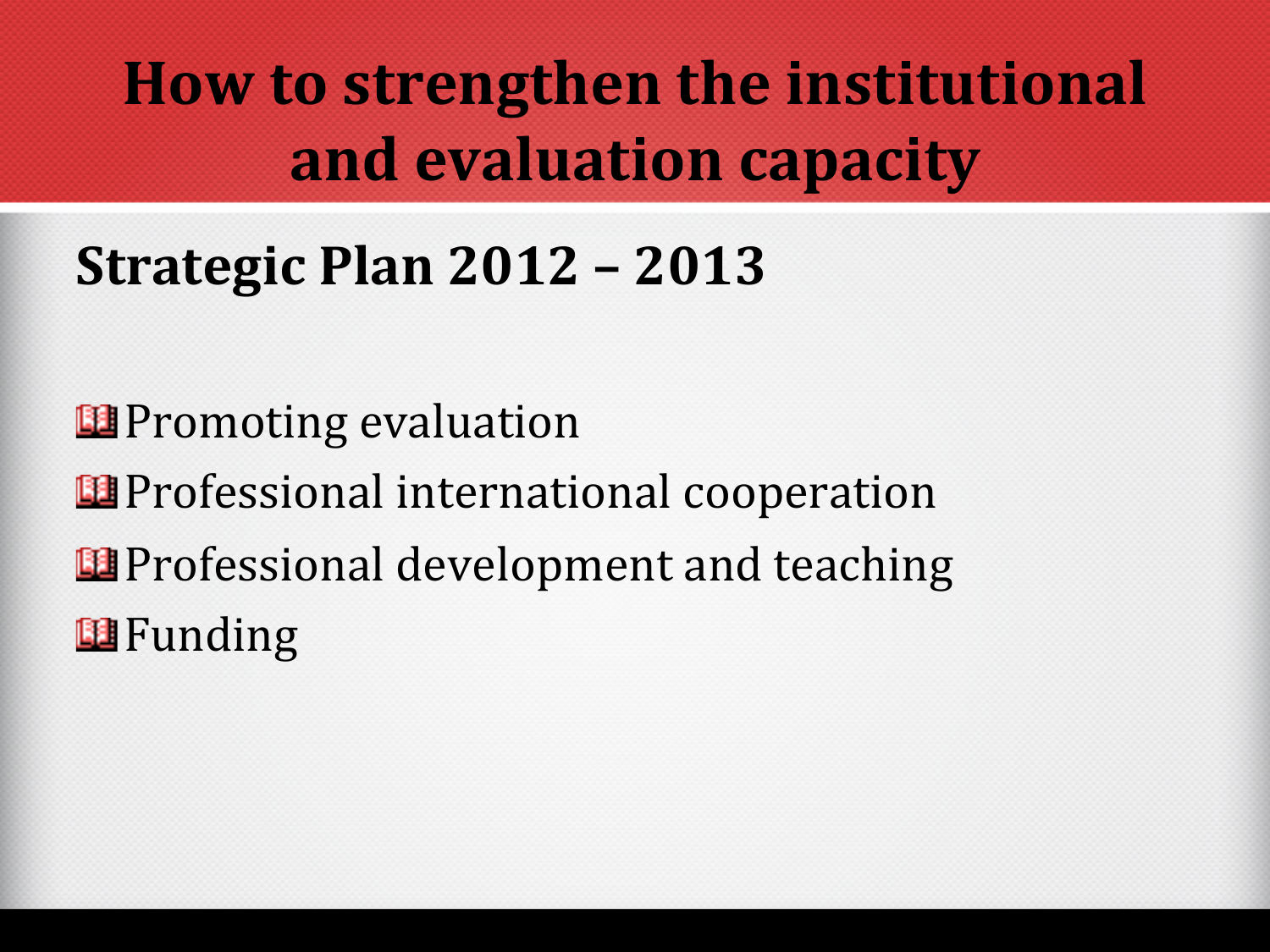# How to strengthen the institutional and evaluation capacity

## Strategic Plan 2012 – 2013

- Promoting evaluation
- Professional international cooperation
- Professional development and teaching
- Funding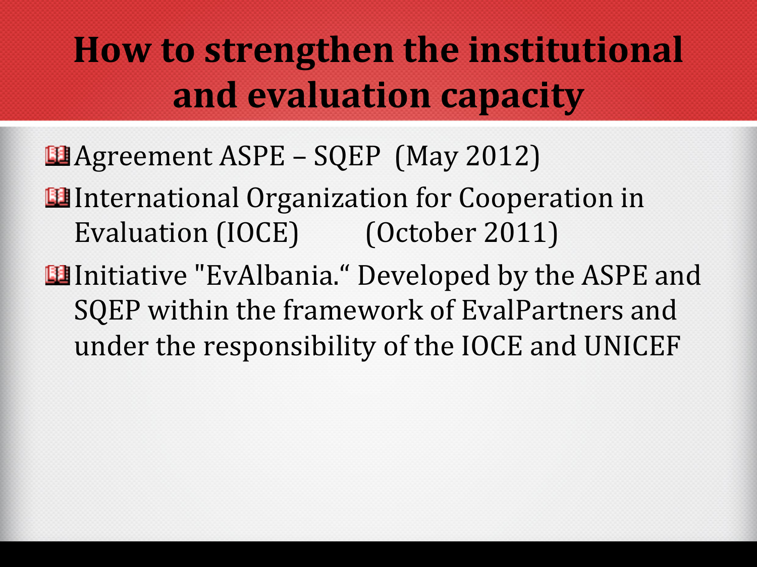# How to strengthen the institutional and evaluation capacity

- Agreement ASPE – SQEP (May 2012)
- International Organization for Cooperation in Evaluation (IOCE) (October 2011)
- Initiative "EvAlbania." Developed by the ASPE and SQEP within the framework of EvalPartners and under the responsibility of the IOCE and UNICEF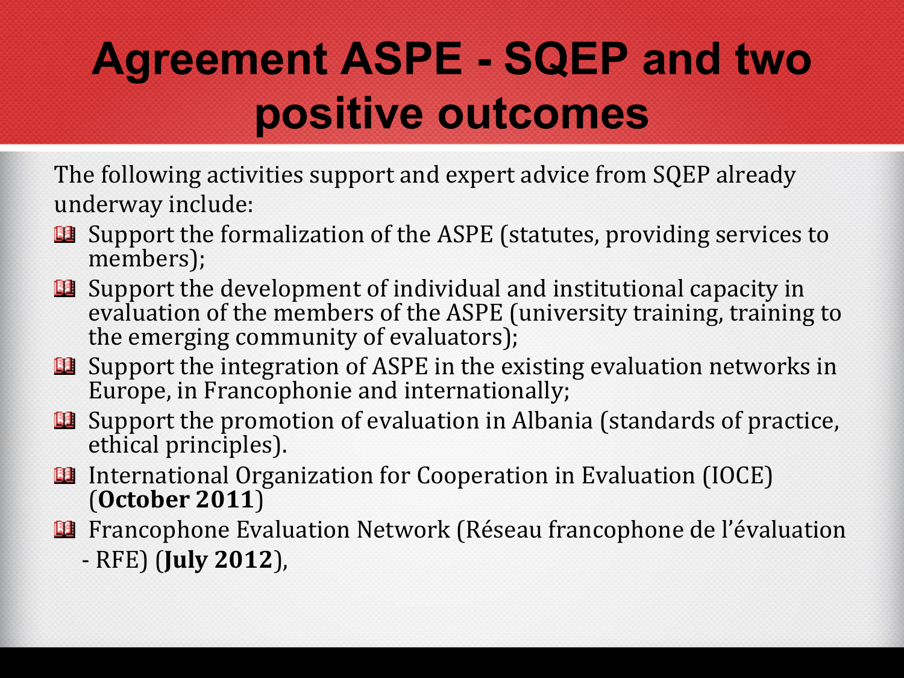# Agreement ASPE - SQEP and two positive outcomes

The following activities support and expert advice from SQEP already underway include:

- Support the formalization of the ASPE (statutes, providing services to members);
- Support the development of individual and institutional capacity in evaluation of the members of the ASPE (university training, training to the emerging community of evaluators);
- Support the integration of ASPE in the existing evaluation networks in Europe, in Francophonie and internationally;
- Support the promotion of evaluation in Albania (standards of practice, ethical principles).
- International Organization for Cooperation in Evaluation (IOCE) (**October 2011**)
- Francophone Evaluation Network (Réseau francophone de l'évaluation - RFE) (**July 2012**),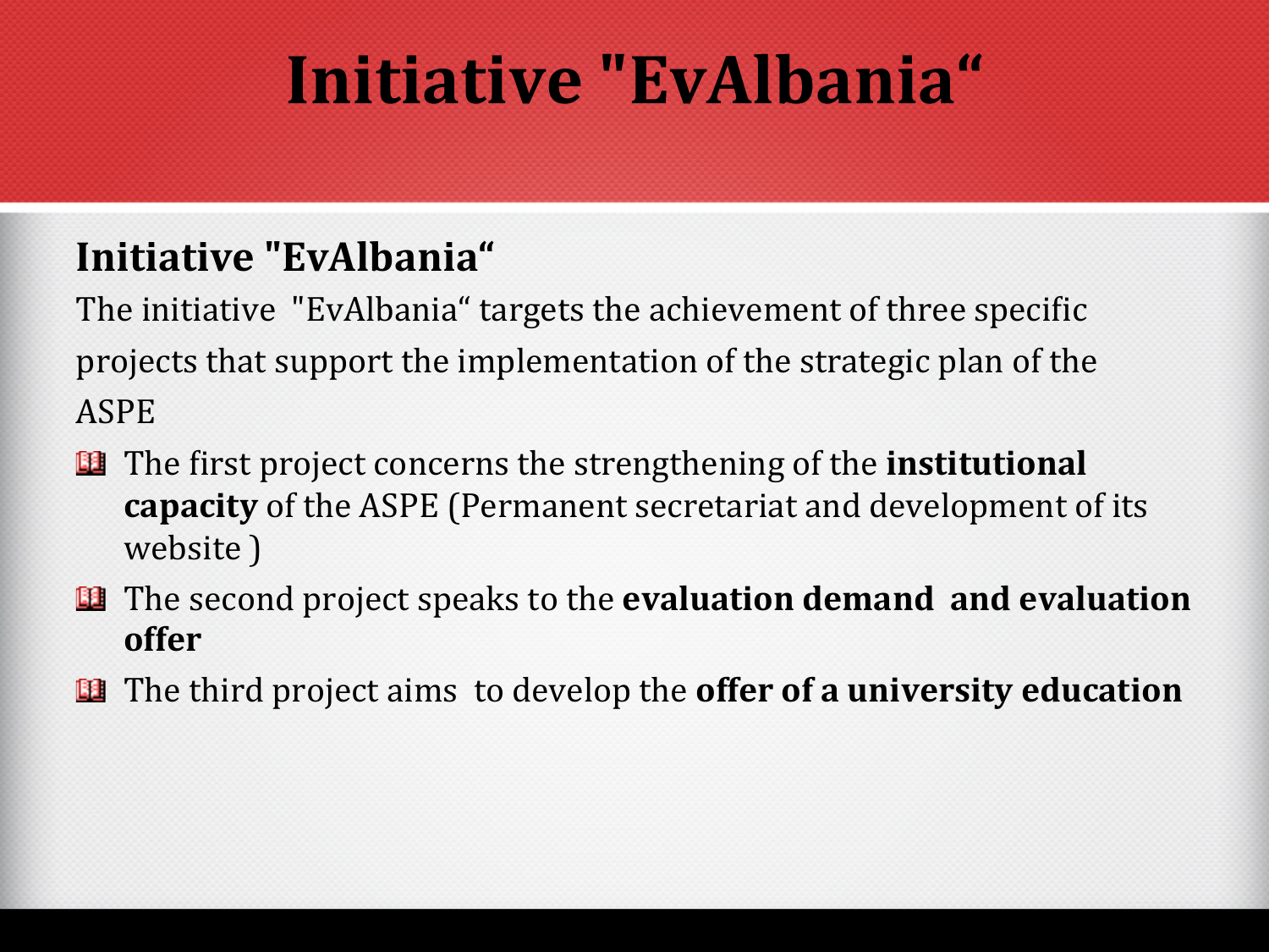# Initiative "EvAlbania“

**Initiative "EvAlbania“**

The initiative "EvAlbania“ targets the achievement of three specific projects that support the implementation of the strategic plan of the ASPE

- The first project concerns the strengthening of the **institutional capacity** of the ASPE (Permanent secretariat and development of its website )
- The second project speaks to the **evaluation demand and evaluation offer**
- The third project aims to develop the **offer of a university education**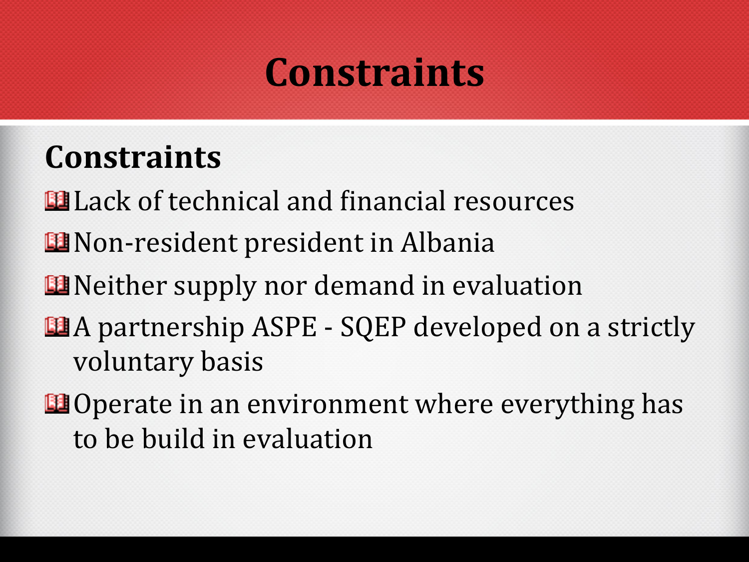# Constraints

## Constraints

- Lack of technical and financial resources
- Non-resident president in Albania
- Neither supply nor demand in evaluation
- A partnership ASPE - SQEP developed on a strictly voluntary basis
- Operate in an environment where everything has to be build in evaluation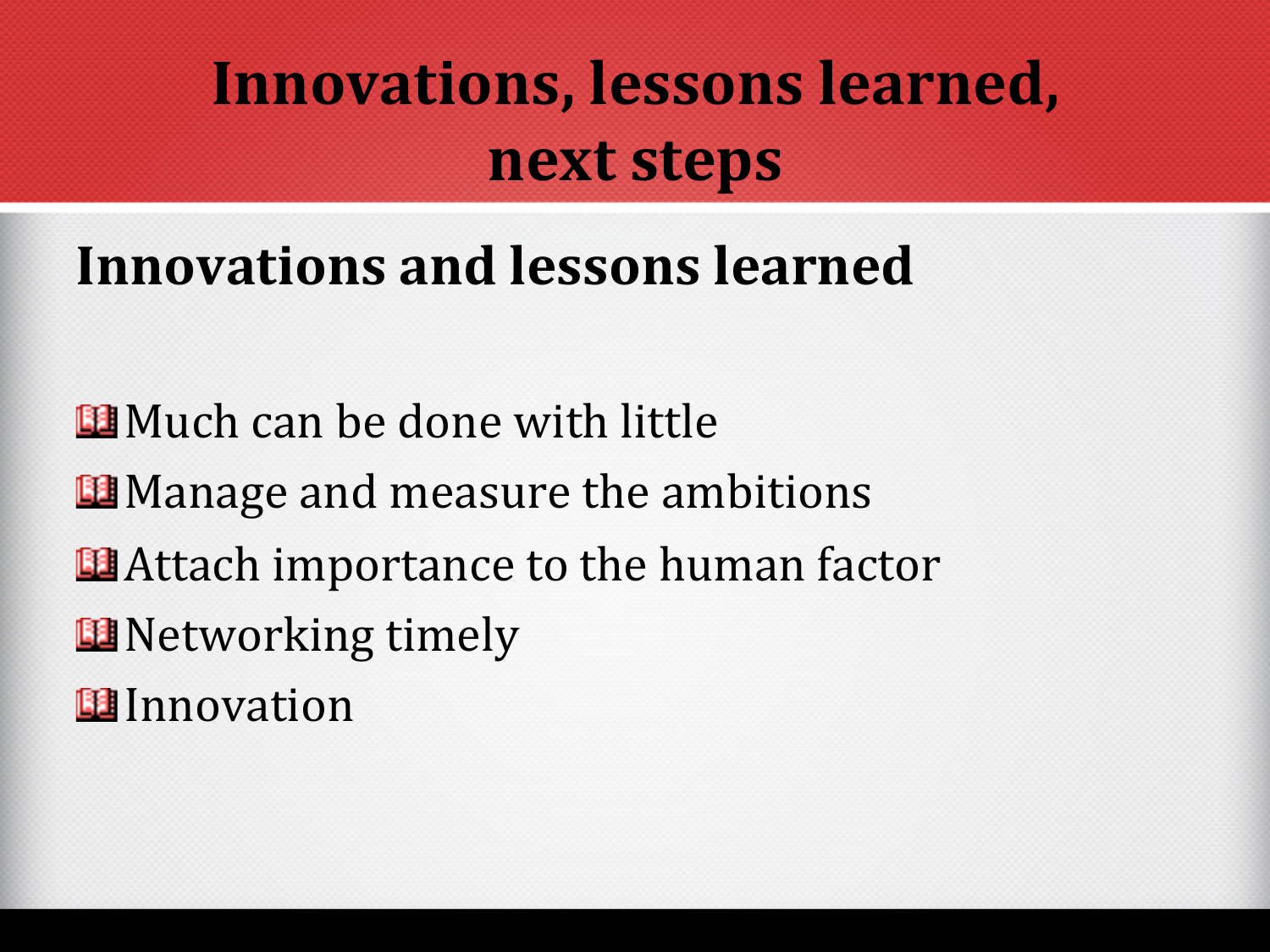# Innovations, lessons learned, next steps

## Innovations and lessons learned

- Much can be done with little
- Manage and measure the ambitions
- Attach importance to the human factor
- Networking timely
- Innovation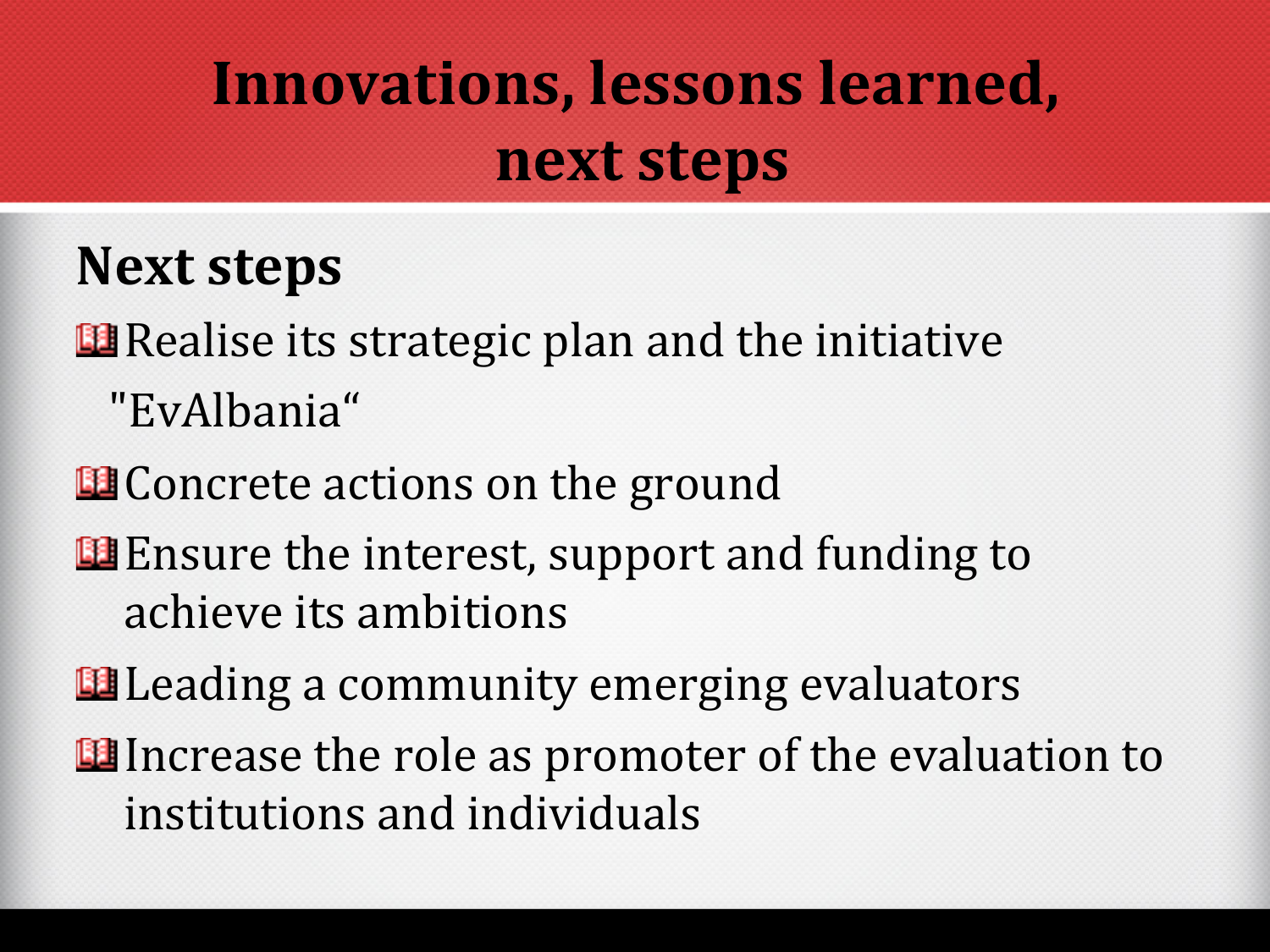# Innovations, lessons learned, next steps

## Next steps

- Realise its strategic plan and the initiative "EvAlbania“
- Concrete actions on the ground
- Ensure the interest, support and funding to achieve its ambitions
- Leading a community emerging evaluators
- Increase the role as promoter of the evaluation to institutions and individuals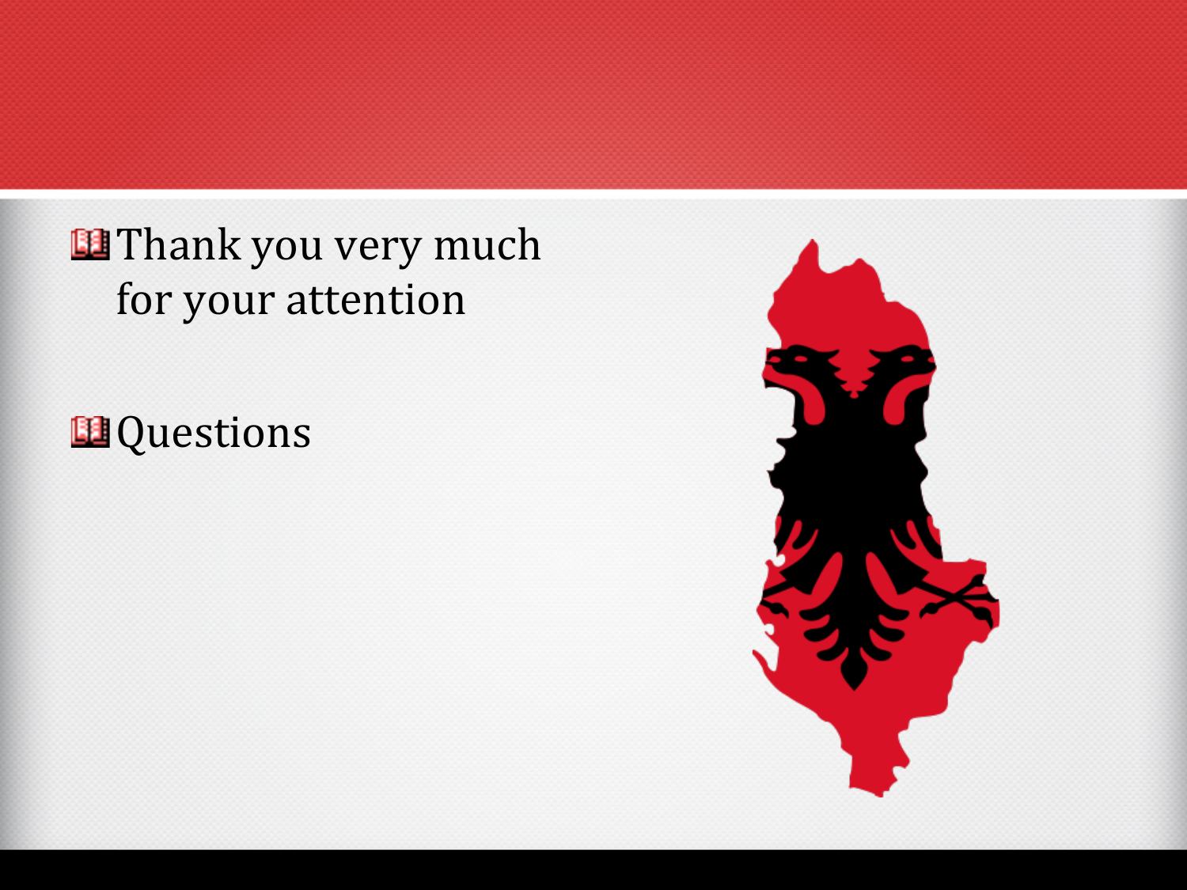- Thank you very much for your attention

- Questions